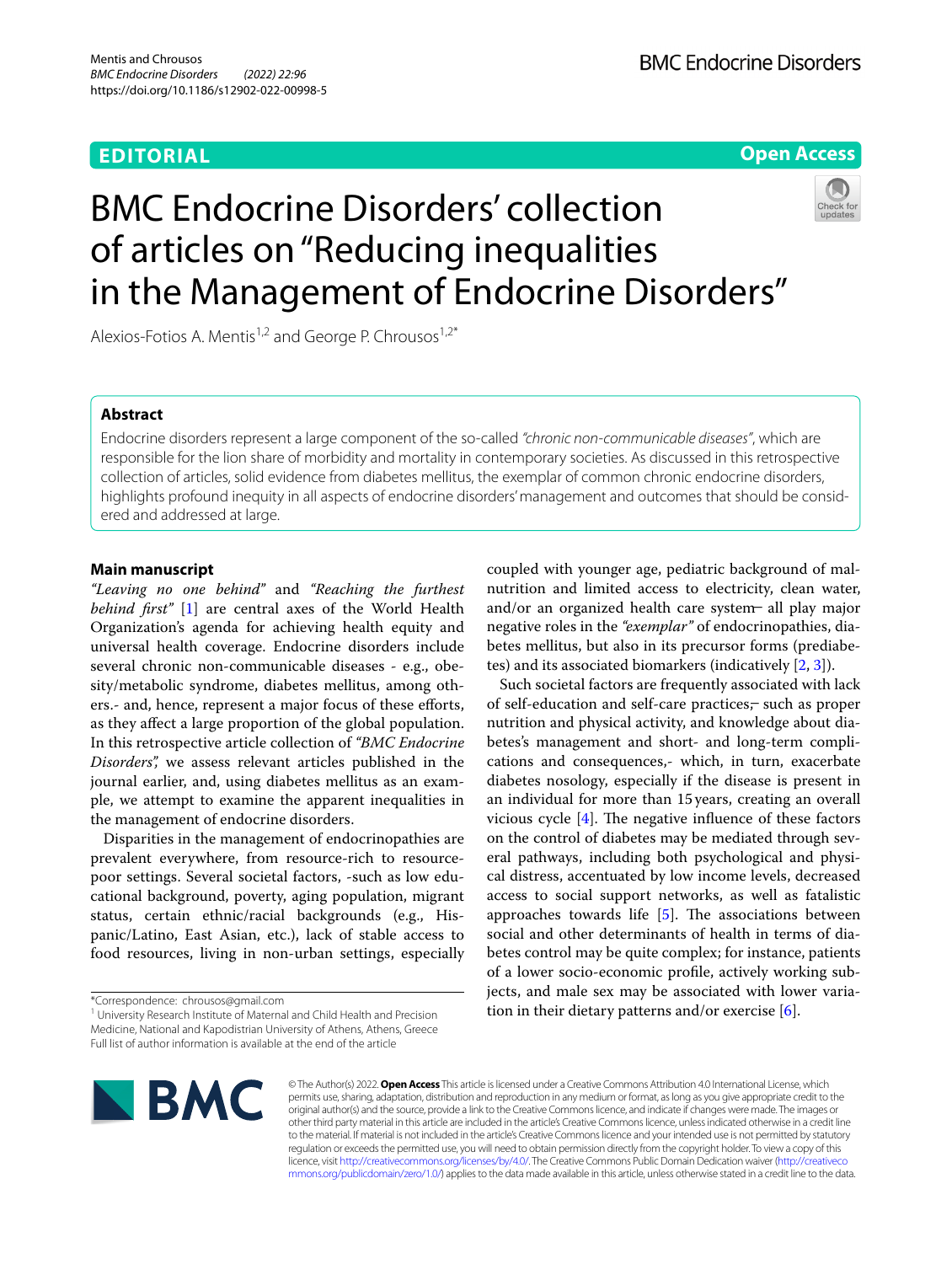**EDITORIAL**

**Open Access**

# BMC Endocrine Disorders' collection of articles on "Reducing inequalities in the Management of Endocrine Disorders"

Alexios-Fotios A. Mentis[1,2] and George P. Chrousos[1,2*]

## Abstract

Endocrine disorders represent a large component of the so-called *"chronic non-communicable diseases"*, which are responsible for the lion share of morbidity and mortality in contemporary societies. As discussed in this retrospective collection of articles, solid evidence from diabetes mellitus, the exemplar of common chronic endocrine disorders, highlights profound inequity in all aspects of endocrine disorders' management and outcomes that should be considered and addressed at large.

## Main manuscript

*"Leaving no one behind"* and *"Reaching the furthest behind first"* [1] are central axes of the World Health Organization's agenda for achieving health equity and universal health coverage. Endocrine disorders include several chronic non-communicable diseases - e.g., obesity/metabolic syndrome, diabetes mellitus, among others.- and, hence, represent a major focus of these efforts, as they affect a large proportion of the global population. In this retrospective article collection of *"BMC Endocrine Disorders"*, we assess relevant articles published in the journal earlier, and, using diabetes mellitus as an example, we attempt to examine the apparent inequalities in the management of endocrine disorders.

Disparities in the management of endocrinopathies are prevalent everywhere, from resource-rich to resource-poor settings. Several societal factors, -such as low educational background, poverty, aging population, migrant status, certain ethnic/racial backgrounds (e.g., Hispanic/Latino, East Asian, etc.), lack of stable access to food resources, living in non-urban settings, especially coupled with younger age, pediatric background of malnutrition and limited access to electricity, clean water, and/or an organized health care system– all play major negative roles in the *"exemplar"* of endocrinopathies, diabetes mellitus, but also in its precursor forms (prediabetes) and its associated biomarkers (indicatively [2, 3]).

Such societal factors are frequently associated with lack of self-education and self-care practices,– such as proper nutrition and physical activity, and knowledge about diabetes's management and short- and long-term complications and consequences,- which, in turn, exacerbate diabetes nosology, especially if the disease is present in an individual for more than 15 years, creating an overall vicious cycle [4]. The negative influence of these factors on the control of diabetes may be mediated through several pathways, including both psychological and physical distress, accentuated by low income levels, decreased access to social support networks, as well as fatalistic approaches towards life [5]. The associations between social and other determinants of health in terms of diabetes control may be quite complex; for instance, patients of a lower socio-economic profile, actively working subjects, and male sex may be associated with lower variation in their dietary patterns and/or exercise [6].

*Correspondence: chrousos@gmail.com

[1] University Research Institute of Maternal and Child Health and Precision Medicine, National and Kapodistrian University of Athens, Athens, Greece

Full list of author information is available at the end of the article

© The Author(s) 2022. **Open Access** This article is licensed under a Creative Commons Attribution 4.0 International License, which permits use, sharing, adaptation, distribution and reproduction in any medium or format, as long as you give appropriate credit to the original author(s) and the source, provide a link to the Creative Commons licence, and indicate if changes were made. The images or other third party material in this article are included in the article's Creative Commons licence, unless indicated otherwise in a credit line to the material. If material is not included in the article's Creative Commons licence and your intended use is not permitted by statutory regulation or exceeds the permitted use, you will need to obtain permission directly from the copyright holder. To view a copy of this licence, visit http://creativecommons.org/licenses/by/4.0/. The Creative Commons Public Domain Dedication waiver (http://creativecommons.org/publicdomain/zero/1.0/) applies to the data made available in this article, unless otherwise stated in a credit line to the data.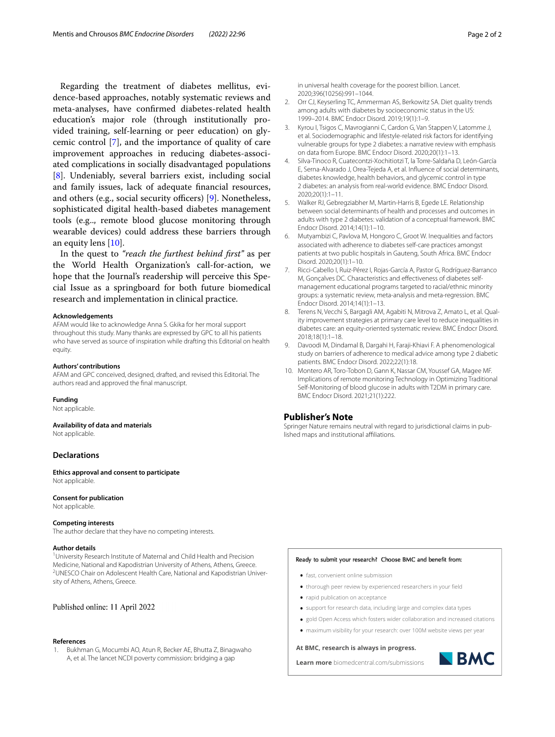Regarding the treatment of diabetes mellitus, evidence-based approaches, notably systematic reviews and meta-analyses, have confirmed diabetes-related health education's major role (through institutionally provided training, self-learning or peer education) on glycemic control [7], and the importance of quality of care improvement approaches in reducing diabetes-associated complications in socially disadvantaged populations [8]. Undeniably, several barriers exist, including social and family issues, lack of adequate financial resources, and others (e.g., social security officers) [9]. Nonetheless, sophisticated digital health-based diabetes management tools (e.g.., remote blood glucose monitoring through wearable devices) could address these barriers through an equity lens [10].

In the quest to *"reach the furthest behind first"* as per the World Health Organization's call-for-action, we hope that the Journal's readership will perceive this Special Issue as a springboard for both future biomedical research and implementation in clinical practice.

#### Acknowledgements
AFAM would like to acknowledge Anna S. Gkika for her moral support throughout this study. Many thanks are expressed by GPC to all his patients who have served as source of inspiration while drafting this Editorial on health equity.

#### Authors' contributions
AFAM and GPC conceived, designed, drafted, and revised this Editorial. The authors read and approved the final manuscript.

#### Funding
Not applicable.

#### Availability of data and materials
Not applicable.

### Declarations

#### Ethics approval and consent to participate
Not applicable.

#### Consent for publication
Not applicable.

#### Competing interests
The author declare that they have no competing interests.

#### Author details
[1]University Research Institute of Maternal and Child Health and Precision Medicine, National and Kapodistrian University of Athens, Athens, Greece. [2]UNESCO Chair on Adolescent Health Care, National and Kapodistrian University of Athens, Athens, Greece.

Published online: 11 April 2022

#### References
1. Bukhman G, Mocumbi AO, Atun R, Becker AE, Bhutta Z, Binagwaho A, et al. The lancet NCDI poverty commission: bridging a gap in universal health coverage for the poorest billion. Lancet. 2020;396(10256):991–1044.
2. Orr CJ, Keyserling TC, Ammerman AS, Berkowitz SA. Diet quality trends among adults with diabetes by socioeconomic status in the US: 1999–2014. BMC Endocr Disord. 2019;19(1):1–9.
3. Kyrou I, Tsigos C, Mavrogianni C, Cardon G, Van Stappen V, Latomme J, et al. Sociodemographic and lifestyle-related risk factors for identifying vulnerable groups for type 2 diabetes: a narrative review with emphasis on data from Europe. BMC Endocr Disord. 2020;20(1):1–13.
4. Silva-Tinoco R, Cuatecontzi-Xochitiotzi T, la Torre-Saldaña D, León-García E, Serna-Alvarado J, Orea-Tejeda A, et al. Influence of social determinants, diabetes knowledge, health behaviors, and glycemic control in type 2 diabetes: an analysis from real-world evidence. BMC Endocr Disord. 2020;20(1):1–11.
5. Walker RJ, Gebregziabher M, Martin-Harris B, Egede LE. Relationship between social determinants of health and processes and outcomes in adults with type 2 diabetes: validation of a conceptual framework. BMC Endocr Disord. 2014;14(1):1–10.
6. Mutyambizi C, Pavlova M, Hongoro C, Groot W. Inequalities and factors associated with adherence to diabetes self-care practices amongst patients at two public hospitals in Gauteng, South Africa. BMC Endocr Disord. 2020;20(1):1–10.
7. Ricci-Cabello I, Ruiz-Pérez I, Rojas-García A, Pastor G, Rodríguez-Barranco M, Gonçalves DC. Characteristics and effectiveness of diabetes self-management educational programs targeted to racial/ethnic minority groups: a systematic review, meta-analysis and meta-regression. BMC Endocr Disord. 2014;14(1):1–13.
8. Terens N, Vecchi S, Bargagli AM, Agabiti N, Mitrova Z, Amato L, et al. Quality improvement strategies at primary care level to reduce inequalities in diabetes care: an equity-oriented systematic review. BMC Endocr Disord. 2018;18(1):1–18.
9. Davoodi M, Dindamal B, Dargahi H, Faraji-Khiavi F. A phenomenological study on barriers of adherence to medical advice among type 2 diabetic patients. BMC Endocr Disord. 2022;22(1):18.
10. Montero AR, Toro-Tobon D, Gann K, Nassar CM, Youssef GA, Magee MF. Implications of remote monitoring Technology in Optimizing Traditional Self-Monitoring of blood glucose in adults with T2DM in primary care. BMC Endocr Disord. 2021;21(1):222.

## Publisher's Note
Springer Nature remains neutral with regard to jurisdictional claims in published maps and institutional affiliations.